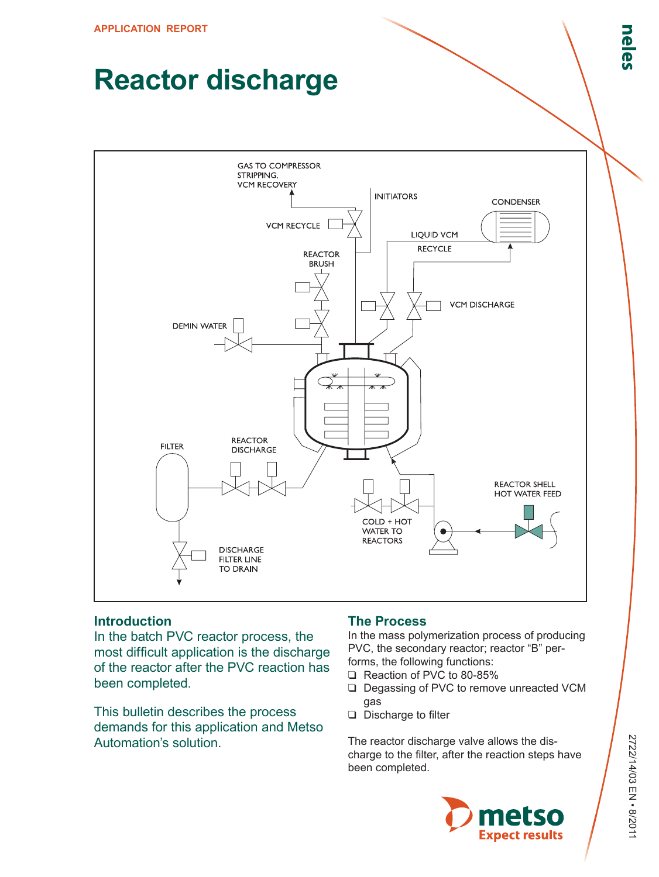APPLICATION REPORT

# Reactor discharge

GAS TO COMPRESSOR STRIPPING, VCM RECOVERY

INITIATORS

CONDENSER

VCM RECYCLE

LIQUID VCM RECYCLE

REACTOR BRUSH

VCM DISCHARGE

DEMIN WATER

FILTER

REACTOR DISCHARGE

REACTOR SHELL HOT WATER FEED

COLD + HOT WATER TO REACTORS

DISCHARGE FILTER LINE TO DRAIN

## Introduction

In the batch PVC reactor process, the most difficult application is the discharge of the reactor after the PVC reaction has been completed.

This bulletin describes the process demands for this application and Metso Automation's solution.

## The Process

In the mass polymerization process of producing PVC, the secondary reactor; reactor "B" performs, the following functions:

- Reaction of PVC to 80-85%
- Degassing of PVC to remove unreacted VCM gas
- Discharge to filter

The reactor discharge valve allows the discharge to the filter, after the reaction steps have been completed.

2722/14/03 EN • 8/2011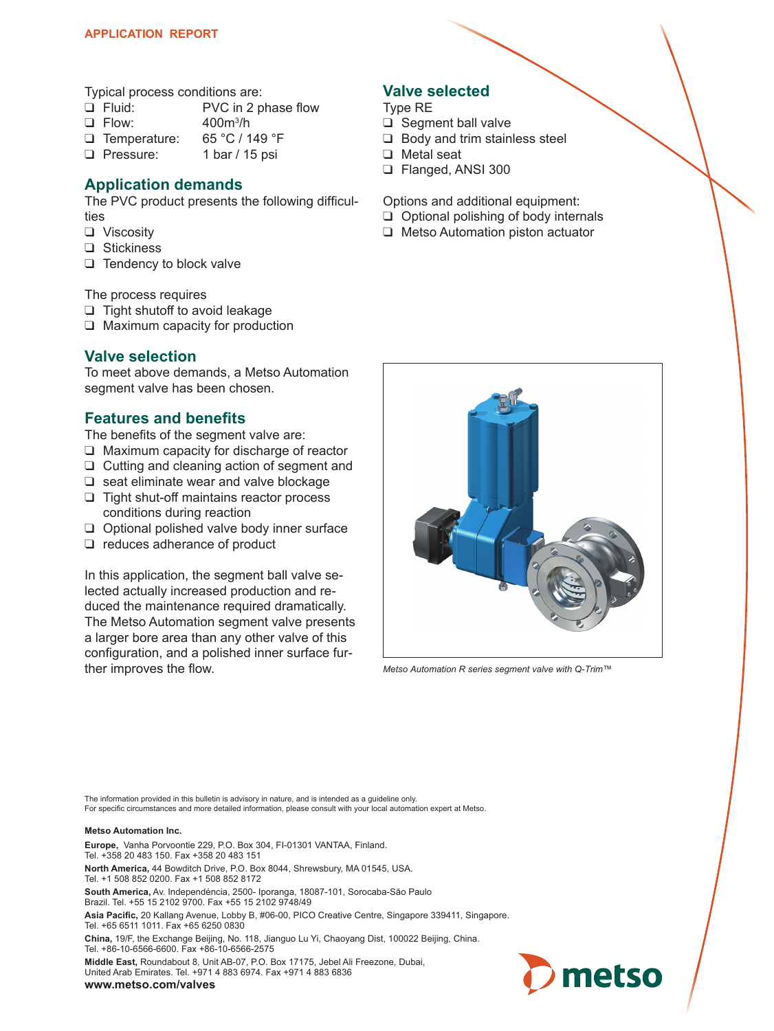Typical process conditions are:

- Fluid: PVC in 2 phase flow
- Flow: 400m³/h
- Temperature: 65 °C / 149 °F
- Pressure: 1 bar / 15 psi

## Application demands

The PVC product presents the following difficulties

- Viscosity
- Stickiness
- Tendency to block valve

The process requires

- Tight shutoff to avoid leakage
- Maximum capacity for production

## Valve selection

To meet above demands, a Metso Automation segment valve has been chosen.

## Features and benefits

The benefits of the segment valve are:

- Maximum capacity for discharge of reactor
- Cutting and cleaning action of segment and
- seat eliminate wear and valve blockage
- Tight shut-off maintains reactor process conditions during reaction
- Optional polished valve body inner surface
- reduces adherance of product

In this application, the segment ball valve selected actually increased production and reduced the maintenance required dramatically. The Metso Automation segment valve presents a larger bore area than any other valve of this configuration, and a polished inner surface further improves the flow.

## Valve selected

Type RE

- Segment ball valve
- Body and trim stainless steel
- Metal seat
- Flanged, ANSI 300

Options and additional equipment:

- Optional polishing of body internals
- Metso Automation piston actuator

*Metso Automation R series segment valve with Q-Trim™*

The information provided in this bulletin is advisory in nature, and is intended as a guideline only.
For specific circumstances and more detailed information, please consult with your local automation expert at Metso.

**Metso Automation Inc.**

**Europe,** Vanha Porvoontie 229, P.O. Box 304, FI-01301 VANTAA, Finland.
Tel. +358 20 483 150. Fax +358 20 483 151

**North America,** 44 Bowditch Drive, P.O. Box 8044, Shrewsbury, MA 01545, USA.
Tel. +1 508 852 0200. Fax +1 508 852 8172

**South America,** Av. Independência, 2500- Iporanga, 18087-101, Sorocaba-São Paulo
Brazil. Tel. +55 15 2102 9700. Fax +55 15 2102 9748/49

**Asia Pacific,** 20 Kallang Avenue, Lobby B, #06-00, PICO Creative Centre, Singapore 339411, Singapore.
Tel. +65 6511 1011. Fax +65 6250 0830

**China,** 19/F, the Exchange Beijing, No. 118, Jianguo Lu Yi, Chaoyang Dist, 100022 Beijing, China.
Tel. +86-10-6566-6600. Fax +86-10-6566-2575

**Middle East,** Roundabout 8, Unit AB-07, P.O. Box 17175, Jebel Ali Freezone, Dubai,
United Arab Emirates. Tel. +971 4 883 6974. Fax +971 4 883 6836

**www.metso.com/valves**

metso